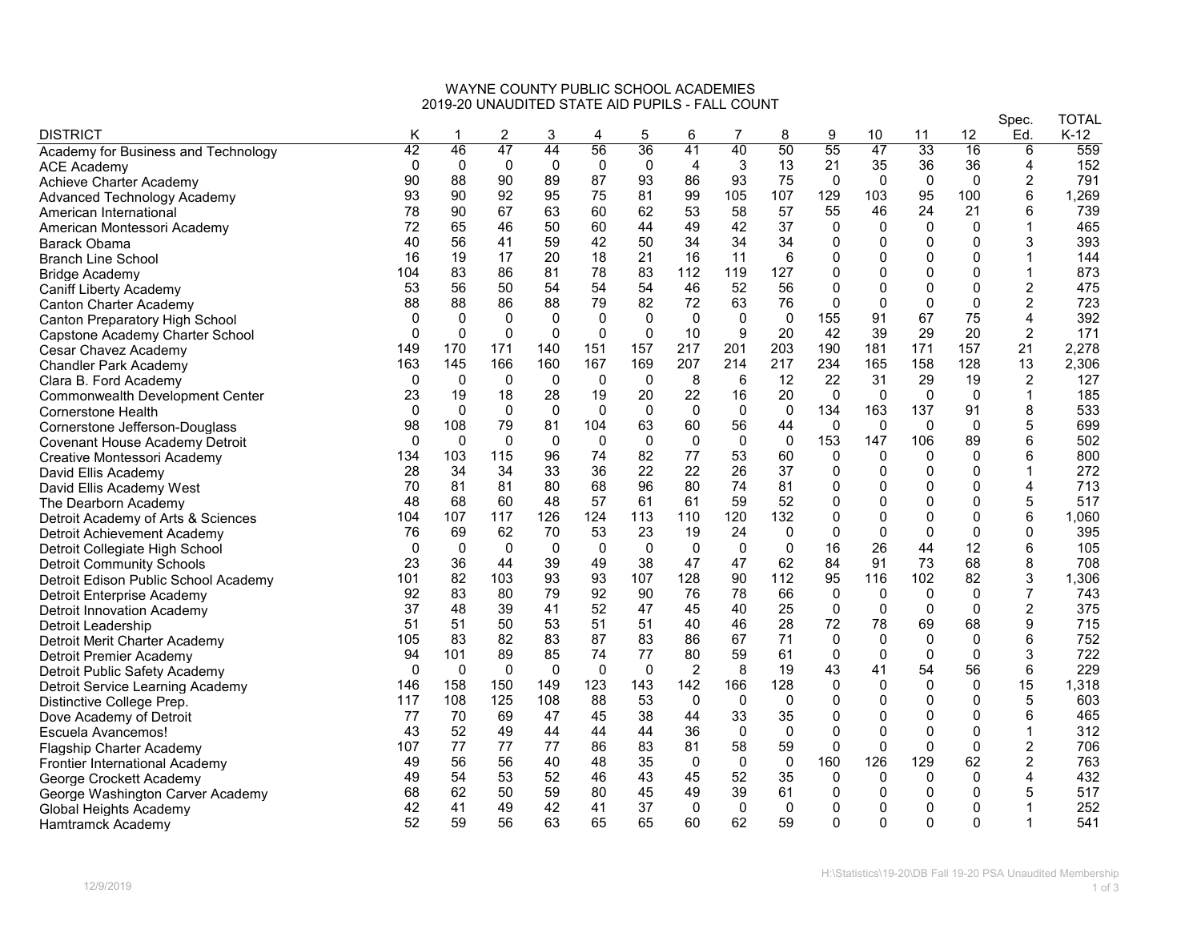# WAYNE COUNTY PUBLIC SCHOOL ACADEMIES
## 2019-20 UNAUDITED STATE AID PUPILS - FALL COUNT

| DISTRICT | K | 1 | 2 | 3 | 4 | 5 | 6 | 7 | 8 | 9 | 10 | 11 | 12 | Spec. Ed. | TOTAL K-12 |
|---|---|---|---|---|---|---|---|---|---|---|---|---|---|---|---|
| Academy for Business and Technology | 42 | 46 | 47 | 44 | 56 | 36 | 41 | 40 | 50 | 55 | 47 | 33 | 16 | 6 | 559 |
| ACE Academy | 0 | 0 | 0 | 0 | 0 | 0 | 4 | 3 | 13 | 21 | 35 | 36 | 36 | 4 | 152 |
| Achieve Charter Academy | 90 | 88 | 90 | 89 | 87 | 93 | 86 | 93 | 75 | 0 | 0 | 0 | 0 | 2 | 791 |
| Advanced Technology Academy | 93 | 90 | 92 | 95 | 75 | 81 | 99 | 105 | 107 | 129 | 103 | 95 | 100 | 6 | 1,269 |
| American International | 78 | 90 | 67 | 63 | 60 | 62 | 53 | 58 | 57 | 55 | 46 | 24 | 21 | 6 | 739 |
| American Montessori Academy | 72 | 65 | 46 | 50 | 60 | 44 | 49 | 42 | 37 | 0 | 0 | 0 | 0 | 1 | 465 |
| Barack Obama | 40 | 56 | 41 | 59 | 42 | 50 | 34 | 34 | 34 | 0 | 0 | 0 | 0 | 3 | 393 |
| Branch Line School | 16 | 19 | 17 | 20 | 18 | 21 | 16 | 11 | 6 | 0 | 0 | 0 | 0 | 1 | 144 |
| Bridge Academy | 104 | 83 | 86 | 81 | 78 | 83 | 112 | 119 | 127 | 0 | 0 | 0 | 0 | 1 | 873 |
| Caniff Liberty Academy | 53 | 56 | 50 | 54 | 54 | 54 | 46 | 52 | 56 | 0 | 0 | 0 | 0 | 2 | 475 |
| Canton Charter Academy | 88 | 88 | 86 | 88 | 79 | 82 | 72 | 63 | 76 | 0 | 0 | 0 | 0 | 2 | 723 |
| Canton Preparatory High School | 0 | 0 | 0 | 0 | 0 | 0 | 0 | 0 | 0 | 155 | 91 | 67 | 75 | 4 | 392 |
| Capstone Academy Charter School | 0 | 0 | 0 | 0 | 0 | 0 | 10 | 9 | 20 | 42 | 39 | 29 | 20 | 2 | 171 |
| Cesar Chavez Academy | 149 | 170 | 171 | 140 | 151 | 157 | 217 | 201 | 203 | 190 | 181 | 171 | 157 | 21 | 2,278 |
| Chandler Park Academy | 163 | 145 | 166 | 160 | 167 | 169 | 207 | 214 | 217 | 234 | 165 | 158 | 128 | 13 | 2,306 |
| Clara B. Ford Academy | 0 | 0 | 0 | 0 | 0 | 0 | 8 | 6 | 12 | 22 | 31 | 29 | 19 | 2 | 127 |
| Commonwealth Development Center | 23 | 19 | 18 | 28 | 19 | 20 | 22 | 16 | 20 | 0 | 0 | 0 | 0 | 1 | 185 |
| Cornerstone Health | 0 | 0 | 0 | 0 | 0 | 0 | 0 | 0 | 0 | 134 | 163 | 137 | 91 | 8 | 533 |
| Cornerstone Jefferson-Douglass | 98 | 108 | 79 | 81 | 104 | 63 | 60 | 56 | 44 | 0 | 0 | 0 | 0 | 5 | 699 |
| Covenant House Academy Detroit | 0 | 0 | 0 | 0 | 0 | 0 | 0 | 0 | 0 | 153 | 147 | 106 | 89 | 6 | 502 |
| Creative Montessori Academy | 134 | 103 | 115 | 96 | 74 | 82 | 77 | 53 | 60 | 0 | 0 | 0 | 0 | 6 | 800 |
| David Ellis Academy | 28 | 34 | 34 | 33 | 36 | 22 | 22 | 26 | 37 | 0 | 0 | 0 | 0 | 1 | 272 |
| David Ellis Academy West | 70 | 81 | 81 | 80 | 68 | 96 | 80 | 74 | 81 | 0 | 0 | 0 | 0 | 4 | 713 |
| The Dearborn Academy | 48 | 68 | 60 | 48 | 57 | 61 | 61 | 59 | 52 | 0 | 0 | 0 | 0 | 5 | 517 |
| Detroit Academy of Arts & Sciences | 104 | 107 | 117 | 126 | 124 | 113 | 110 | 120 | 132 | 0 | 0 | 0 | 0 | 6 | 1,060 |
| Detroit Achievement Academy | 76 | 69 | 62 | 70 | 53 | 23 | 19 | 24 | 0 | 0 | 0 | 0 | 0 | 0 | 395 |
| Detroit Collegiate High School | 0 | 0 | 0 | 0 | 0 | 0 | 0 | 0 | 0 | 16 | 26 | 44 | 12 | 6 | 105 |
| Detroit Community Schools | 23 | 36 | 44 | 39 | 49 | 38 | 47 | 47 | 62 | 84 | 91 | 73 | 68 | 8 | 708 |
| Detroit Edison Public School Academy | 101 | 82 | 103 | 93 | 93 | 107 | 128 | 90 | 112 | 95 | 116 | 102 | 82 | 3 | 1,306 |
| Detroit Enterprise Academy | 92 | 83 | 80 | 79 | 92 | 90 | 76 | 78 | 66 | 0 | 0 | 0 | 0 | 7 | 743 |
| Detroit Innovation Academy | 37 | 48 | 39 | 41 | 52 | 47 | 45 | 40 | 25 | 0 | 0 | 0 | 0 | 2 | 375 |
| Detroit Leadership | 51 | 51 | 50 | 53 | 51 | 51 | 40 | 46 | 28 | 72 | 78 | 69 | 68 | 9 | 715 |
| Detroit Merit Charter Academy | 105 | 83 | 82 | 83 | 87 | 83 | 86 | 67 | 71 | 0 | 0 | 0 | 0 | 6 | 752 |
| Detroit Premier Academy | 94 | 101 | 89 | 85 | 74 | 77 | 80 | 59 | 61 | 0 | 0 | 0 | 0 | 3 | 722 |
| Detroit Public Safety Academy | 0 | 0 | 0 | 0 | 0 | 0 | 2 | 8 | 19 | 43 | 41 | 54 | 56 | 6 | 229 |
| Detroit Service Learning Academy | 146 | 158 | 150 | 149 | 123 | 143 | 142 | 166 | 128 | 0 | 0 | 0 | 0 | 15 | 1,318 |
| Distinctive College Prep. | 117 | 108 | 125 | 108 | 88 | 53 | 0 | 0 | 0 | 0 | 0 | 0 | 0 | 5 | 603 |
| Dove Academy of Detroit | 77 | 70 | 69 | 47 | 45 | 38 | 44 | 33 | 35 | 0 | 0 | 0 | 0 | 6 | 465 |
| Escuela Avancemos! | 43 | 52 | 49 | 44 | 44 | 44 | 36 | 0 | 0 | 0 | 0 | 0 | 0 | 1 | 312 |
| Flagship Charter Academy | 107 | 77 | 77 | 77 | 86 | 83 | 81 | 58 | 59 | 0 | 0 | 0 | 0 | 2 | 706 |
| Frontier International Academy | 49 | 56 | 56 | 40 | 48 | 35 | 0 | 0 | 0 | 160 | 126 | 129 | 62 | 2 | 763 |
| George Crockett Academy | 49 | 54 | 53 | 52 | 46 | 43 | 45 | 52 | 35 | 0 | 0 | 0 | 0 | 4 | 432 |
| George Washington Carver Academy | 68 | 62 | 50 | 59 | 80 | 45 | 49 | 39 | 61 | 0 | 0 | 0 | 0 | 5 | 517 |
| Global Heights Academy | 42 | 41 | 49 | 42 | 41 | 37 | 0 | 0 | 0 | 0 | 0 | 0 | 0 | 1 | 252 |
| Hamtramck Academy | 52 | 59 | 56 | 63 | 65 | 65 | 60 | 62 | 59 | 0 | 0 | 0 | 0 | 1 | 541 |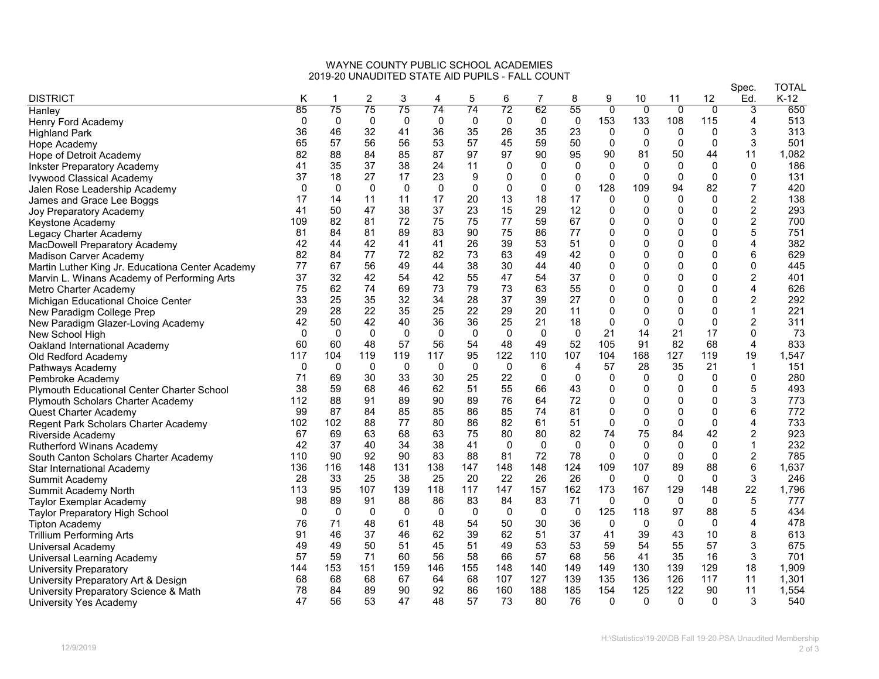WAYNE COUNTY PUBLIC SCHOOL ACADEMIES
2019-20 UNAUDITED STATE AID PUPILS - FALL COUNT

| DISTRICT | K | 1 | 2 | 3 | 4 | 5 | 6 | 7 | 8 | 9 | 10 | 11 | 12 | Spec. Ed. | TOTAL K-12 |
|---|---|---|---|---|---|---|---|---|---|---|---|---|---|---|---|
| Hanley | 85 | 75 | 75 | 75 | 74 | 74 | 72 | 62 | 55 | 0 | 0 | 0 | 0 | 3 | 650 |
| Henry Ford Academy | 0 | 0 | 0 | 0 | 0 | 0 | 0 | 0 | 0 | 153 | 133 | 108 | 115 | 4 | 513 |
| Highland Park | 36 | 46 | 32 | 41 | 36 | 35 | 26 | 35 | 23 | 0 | 0 | 0 | 0 | 3 | 313 |
| Hope Academy | 65 | 57 | 56 | 56 | 53 | 57 | 45 | 59 | 50 | 0 | 0 | 0 | 0 | 3 | 501 |
| Hope of Detroit Academy | 82 | 88 | 84 | 85 | 87 | 97 | 97 | 90 | 95 | 90 | 81 | 50 | 44 | 11 | 1,082 |
| Inkster Preparatory Academy | 41 | 35 | 37 | 38 | 24 | 11 | 0 | 0 | 0 | 0 | 0 | 0 | 0 | 0 | 186 |
| Ivywood Classical Academy | 37 | 18 | 27 | 17 | 23 | 9 | 0 | 0 | 0 | 0 | 0 | 0 | 0 | 0 | 131 |
| Jalen Rose Leadership Academy | 0 | 0 | 0 | 0 | 0 | 0 | 0 | 0 | 0 | 128 | 109 | 94 | 82 | 7 | 420 |
| James and Grace Lee Boggs | 17 | 14 | 11 | 11 | 17 | 20 | 13 | 18 | 17 | 0 | 0 | 0 | 0 | 2 | 138 |
| Joy Preparatory Academy | 41 | 50 | 47 | 38 | 37 | 23 | 15 | 29 | 12 | 0 | 0 | 0 | 0 | 2 | 293 |
| Keystone Academy | 109 | 82 | 81 | 72 | 75 | 75 | 77 | 59 | 67 | 0 | 0 | 0 | 0 | 2 | 700 |
| Legacy Charter Academy | 81 | 84 | 81 | 89 | 83 | 90 | 75 | 86 | 77 | 0 | 0 | 0 | 0 | 5 | 751 |
| MacDowell Preparatory Academy | 42 | 44 | 42 | 41 | 41 | 26 | 39 | 53 | 51 | 0 | 0 | 0 | 0 | 4 | 382 |
| Madison Carver Academy | 82 | 84 | 77 | 72 | 82 | 73 | 63 | 49 | 42 | 0 | 0 | 0 | 0 | 6 | 629 |
| Martin Luther King Jr. Educationa Center Academy | 77 | 67 | 56 | 49 | 44 | 38 | 30 | 44 | 40 | 0 | 0 | 0 | 0 | 0 | 445 |
| Marvin L. Winans Academy of Performing Arts | 37 | 32 | 42 | 54 | 42 | 55 | 47 | 54 | 37 | 0 | 0 | 0 | 0 | 2 | 401 |
| Metro Charter Academy | 75 | 62 | 74 | 69 | 73 | 79 | 73 | 63 | 55 | 0 | 0 | 0 | 0 | 4 | 626 |
| Michigan Educational Choice Center | 33 | 25 | 35 | 32 | 34 | 28 | 37 | 39 | 27 | 0 | 0 | 0 | 0 | 2 | 292 |
| New Paradigm College Prep | 29 | 28 | 22 | 35 | 25 | 22 | 29 | 20 | 11 | 0 | 0 | 0 | 0 | 1 | 221 |
| New Paradigm Glazer-Loving Academy | 42 | 50 | 42 | 40 | 36 | 36 | 25 | 21 | 18 | 0 | 0 | 0 | 0 | 2 | 311 |
| New School High | 0 | 0 | 0 | 0 | 0 | 0 | 0 | 0 | 0 | 21 | 14 | 21 | 17 | 0 | 73 |
| Oakland International Academy | 60 | 60 | 48 | 57 | 56 | 54 | 48 | 49 | 52 | 105 | 91 | 82 | 68 | 4 | 833 |
| Old Redford Academy | 117 | 104 | 119 | 119 | 117 | 95 | 122 | 110 | 107 | 104 | 168 | 127 | 119 | 19 | 1,547 |
| Pathways Academy | 0 | 0 | 0 | 0 | 0 | 0 | 0 | 6 | 4 | 57 | 28 | 35 | 21 | 1 | 151 |
| Pembroke Academy | 71 | 69 | 30 | 33 | 30 | 25 | 22 | 0 | 0 | 0 | 0 | 0 | 0 | 0 | 280 |
| Plymouth Educational Center Charter School | 38 | 59 | 68 | 46 | 62 | 51 | 55 | 66 | 43 | 0 | 0 | 0 | 0 | 5 | 493 |
| Plymouth Scholars Charter Academy | 112 | 88 | 91 | 89 | 90 | 89 | 76 | 64 | 72 | 0 | 0 | 0 | 0 | 3 | 773 |
| Quest Charter Academy | 99 | 87 | 84 | 85 | 85 | 86 | 85 | 74 | 81 | 0 | 0 | 0 | 0 | 6 | 772 |
| Regent Park Scholars Charter Academy | 102 | 102 | 88 | 77 | 80 | 86 | 82 | 61 | 51 | 0 | 0 | 0 | 0 | 4 | 733 |
| Riverside Academy | 67 | 69 | 63 | 68 | 63 | 75 | 80 | 80 | 82 | 74 | 75 | 84 | 42 | 2 | 923 |
| Rutherford Winans Academy | 42 | 37 | 40 | 34 | 38 | 41 | 0 | 0 | 0 | 0 | 0 | 0 | 0 | 1 | 232 |
| South Canton Scholars Charter Academy | 110 | 90 | 92 | 90 | 83 | 88 | 81 | 72 | 78 | 0 | 0 | 0 | 0 | 2 | 785 |
| Star International Academy | 136 | 116 | 148 | 131 | 138 | 147 | 148 | 148 | 124 | 109 | 107 | 89 | 88 | 6 | 1,637 |
| Summit Academy | 28 | 33 | 25 | 38 | 25 | 20 | 22 | 26 | 26 | 0 | 0 | 0 | 0 | 3 | 246 |
| Summit Academy North | 113 | 95 | 107 | 139 | 118 | 117 | 147 | 157 | 162 | 173 | 167 | 129 | 148 | 22 | 1,796 |
| Taylor Exemplar Academy | 98 | 89 | 91 | 88 | 86 | 83 | 84 | 83 | 71 | 0 | 0 | 0 | 0 | 5 | 777 |
| Taylor Preparatory High School | 0 | 0 | 0 | 0 | 0 | 0 | 0 | 0 | 0 | 125 | 118 | 97 | 88 | 5 | 434 |
| Tipton Academy | 76 | 71 | 48 | 61 | 48 | 54 | 50 | 30 | 36 | 0 | 0 | 0 | 0 | 4 | 478 |
| Trillium Performing Arts | 91 | 46 | 37 | 46 | 62 | 39 | 62 | 51 | 37 | 41 | 39 | 43 | 10 | 8 | 613 |
| Universal Academy | 49 | 49 | 50 | 51 | 45 | 51 | 49 | 53 | 53 | 59 | 54 | 55 | 57 | 3 | 675 |
| Universal Learning Academy | 57 | 59 | 71 | 60 | 56 | 58 | 66 | 57 | 68 | 56 | 41 | 35 | 16 | 3 | 701 |
| University Preparatory | 144 | 153 | 151 | 159 | 146 | 155 | 148 | 140 | 149 | 149 | 130 | 139 | 129 | 18 | 1,909 |
| University Preparatory Art & Design | 68 | 68 | 68 | 67 | 64 | 68 | 107 | 127 | 139 | 135 | 136 | 126 | 117 | 11 | 1,301 |
| University Preparatory Science & Math | 78 | 84 | 89 | 90 | 92 | 86 | 160 | 188 | 185 | 154 | 125 | 122 | 90 | 11 | 1,554 |
| University Yes Academy | 47 | 56 | 53 | 47 | 48 | 57 | 73 | 80 | 76 | 0 | 0 | 0 | 0 | 3 | 540 |

12/9/2019

H:\Statistics\19-20\DB Fall 19-20 PSA Unaudited Membership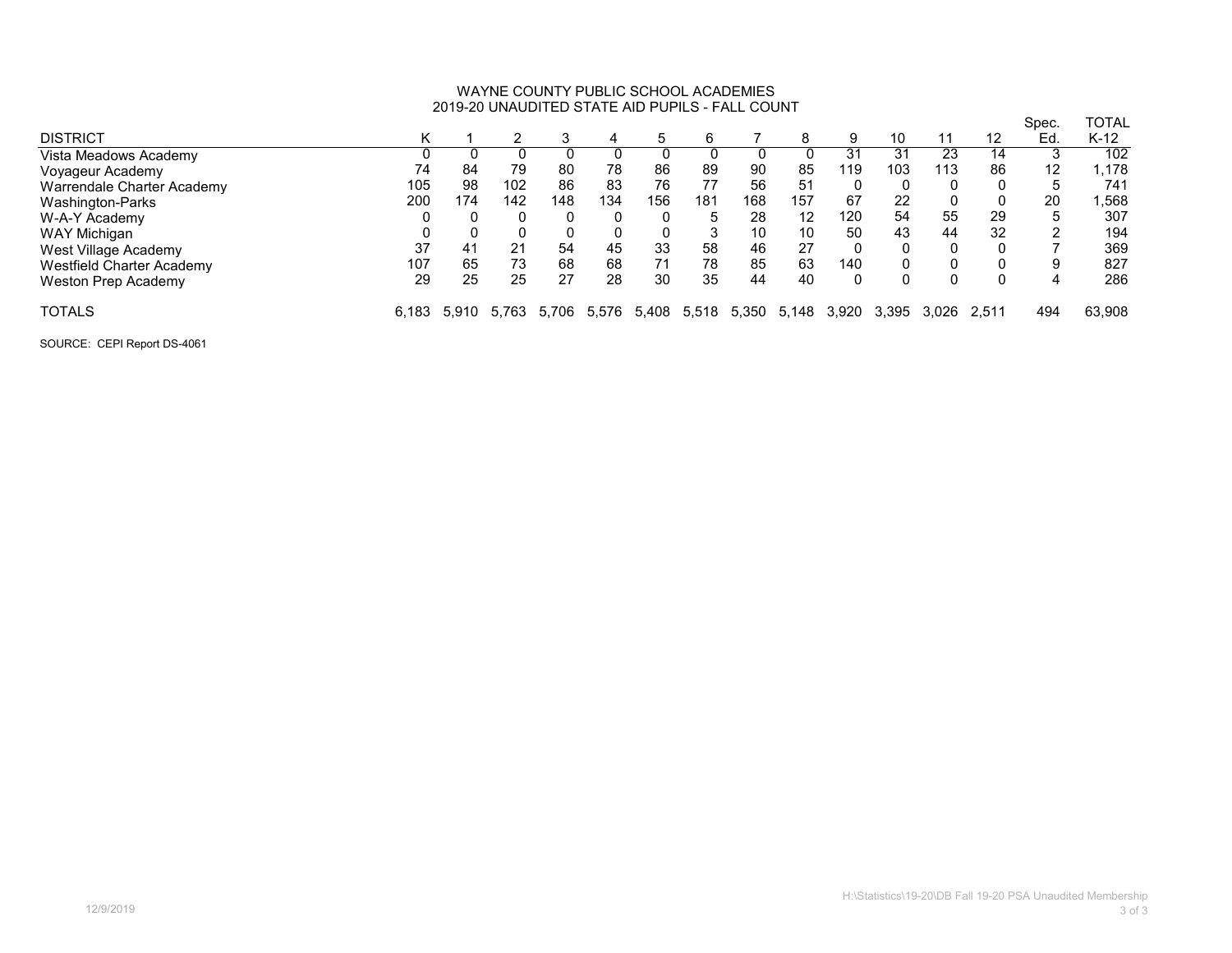# WAYNE COUNTY PUBLIC SCHOOL ACADEMIES
## 2019-20 UNAUDITED STATE AID PUPILS - FALL COUNT

| DISTRICT | K | 1 | 2 | 3 | 4 | 5 | 6 | 7 | 8 | 9 | 10 | 11 | 12 | Spec. Ed. | TOTAL K-12 |
|---|---|---|---|---|---|---|---|---|---|---|---|---|---|---|---|
| Vista Meadows Academy | 0 | 0 | 0 | 0 | 0 | 0 | 0 | 0 | 0 | 31 | 31 | 23 | 14 | 3 | 102 |
| Voyageur Academy | 74 | 84 | 79 | 80 | 78 | 86 | 89 | 90 | 85 | 119 | 103 | 113 | 86 | 12 | 1,178 |
| Warrendale Charter Academy | 105 | 98 | 102 | 86 | 83 | 76 | 77 | 56 | 51 | 0 | 0 | 0 | 0 | 5 | 741 |
| Washington-Parks | 200 | 174 | 142 | 148 | 134 | 156 | 181 | 168 | 157 | 67 | 22 | 0 | 0 | 20 | 1,568 |
| W-A-Y Academy | 0 | 0 | 0 | 0 | 0 | 0 | 5 | 28 | 12 | 120 | 54 | 55 | 29 | 5 | 307 |
| WAY Michigan | 0 | 0 | 0 | 0 | 0 | 0 | 3 | 10 | 10 | 50 | 43 | 44 | 32 | 2 | 194 |
| West Village Academy | 37 | 41 | 21 | 54 | 45 | 33 | 58 | 46 | 27 | 0 | 0 | 0 | 0 | 7 | 369 |
| Westfield Charter Academy | 107 | 65 | 73 | 68 | 68 | 71 | 78 | 85 | 63 | 140 | 0 | 0 | 0 | 9 | 827 |
| Weston Prep Academy | 29 | 25 | 25 | 27 | 28 | 30 | 35 | 44 | 40 | 0 | 0 | 0 | 0 | 4 | 286 |
| TOTALS | 6,183 | 5,910 | 5,763 | 5,706 | 5,576 | 5,408 | 5,518 | 5,350 | 5,148 | 3,920 | 3,395 | 3,026 | 2,511 | 494 | 63,908 |

SOURCE: CEPI Report DS-4061

12/9/2019

H:\Statistics\19-20\DB Fall 19-20 PSA Unaudited Membership